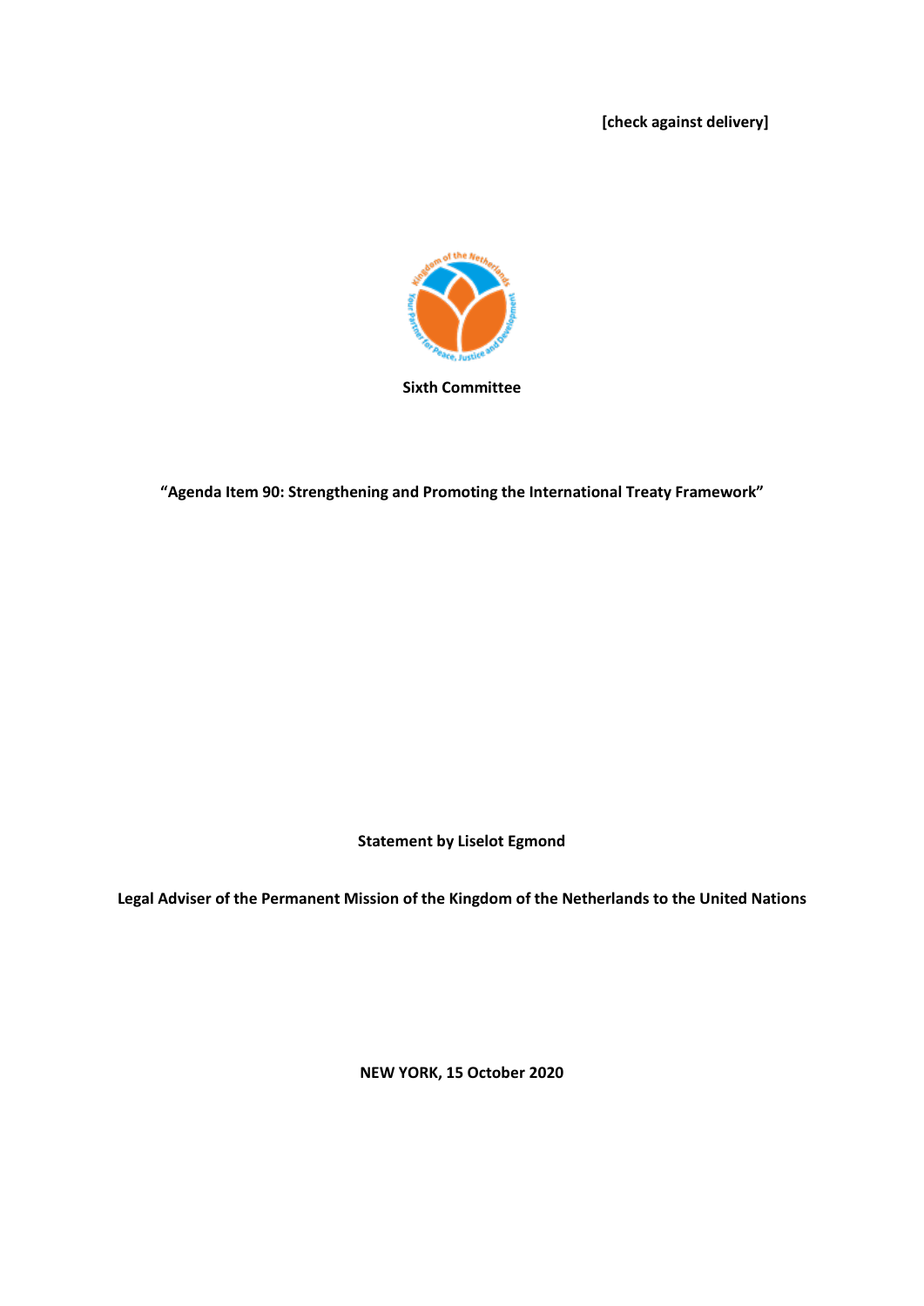**[check against delivery]**

**Sixth Committee**

**"Agenda Item 90: Strengthening and Promoting the International Treaty Framework"**

**Statement by Liselot Egmond**

**Legal Adviser of the Permanent Mission of the Kingdom of the Netherlands to the United Nations**

**NEW YORK, 15 October 2020**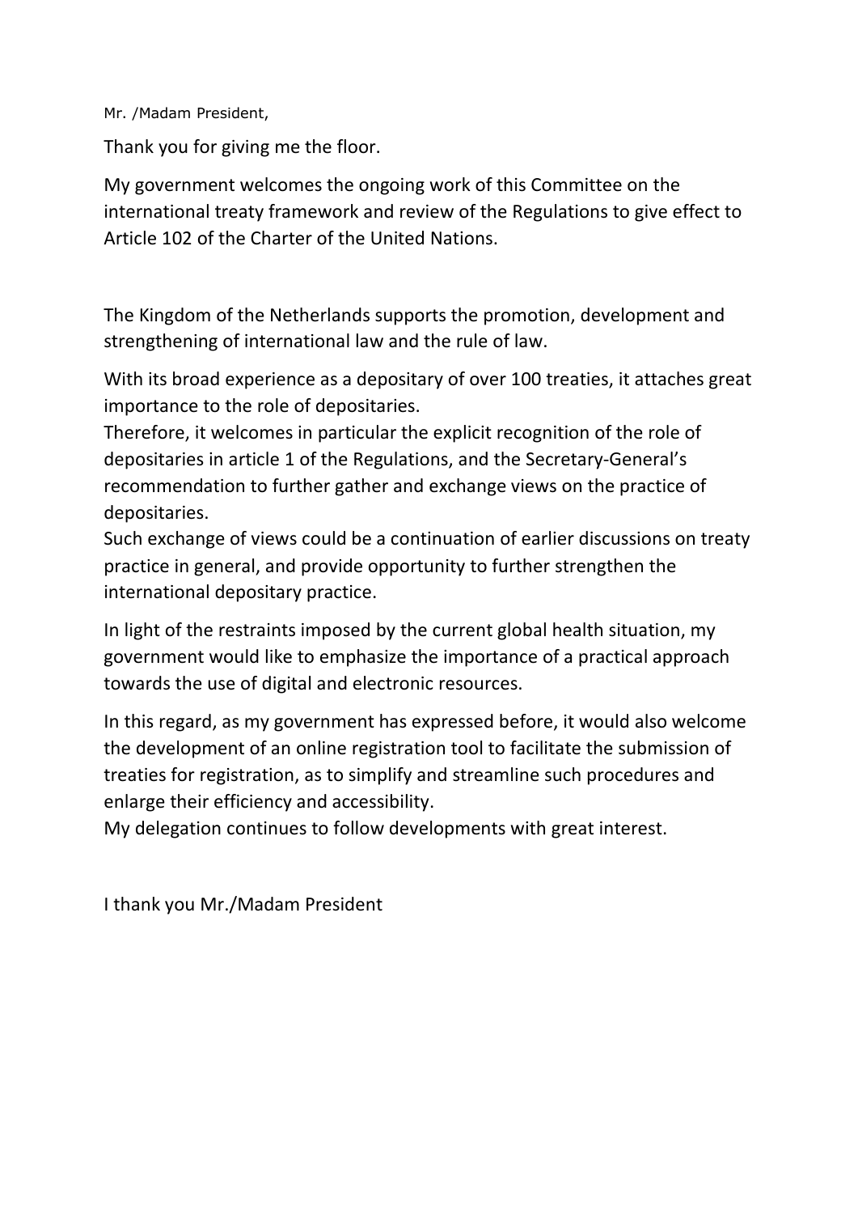Mr. /Madam President,

Thank you for giving me the floor.

My government welcomes the ongoing work of this Committee on the international treaty framework and review of the Regulations to give effect to Article 102 of the Charter of the United Nations.

The Kingdom of the Netherlands supports the promotion, development and strengthening of international law and the rule of law.

With its broad experience as a depositary of over 100 treaties, it attaches great importance to the role of depositaries.
Therefore, it welcomes in particular the explicit recognition of the role of depositaries in article 1 of the Regulations, and the Secretary-General's recommendation to further gather and exchange views on the practice of depositaries.
Such exchange of views could be a continuation of earlier discussions on treaty practice in general, and provide opportunity to further strengthen the international depositary practice.

In light of the restraints imposed by the current global health situation, my government would like to emphasize the importance of a practical approach towards the use of digital and electronic resources.

In this regard, as my government has expressed before, it would also welcome the development of an online registration tool to facilitate the submission of treaties for registration, as to simplify and streamline such procedures and enlarge their efficiency and accessibility.
My delegation continues to follow developments with great interest.

I thank you Mr./Madam President